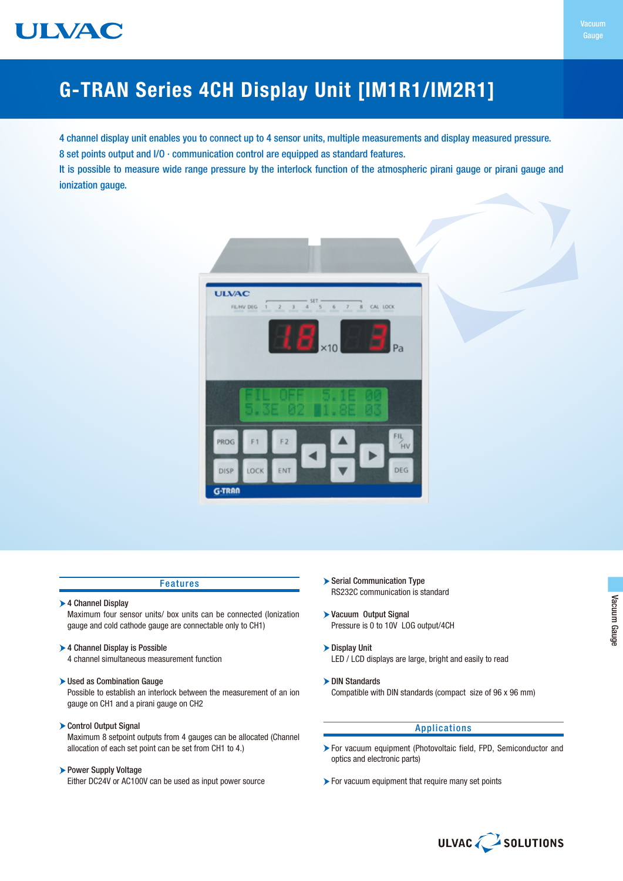ULVAC

Vacuum Gauge

# G-TRAN Series 4CH Display Unit [IM1R1/IM2R1]

4 channel display unit enables you to connect up to 4 sensor units, multiple measurements and display measured pressure.
8 set points output and I/O · communication control are equipped as standard features.
It is possible to measure wide range pressure by the interlock function of the atmospheric pirani gauge or pirani gauge and ionization gauge.

## Features

- **4 Channel Display**
  Maximum four sensor units/ box units can be connected (Ionization gauge and cold cathode gauge are connectable only to CH1)

- **4 Channel Display is Possible**
  4 channel simultaneous measurement function

- **Used as Combination Gauge**
  Possible to establish an interlock between the measurement of an ion gauge on CH1 and a pirani gauge on CH2

- **Control Output Signal**
  Maximum 8 setpoint outputs from 4 gauges can be allocated (Channel allocation of each set point can be set from CH1 to 4.)

- **Power Supply Voltage**
  Either DC24V or AC100V can be used as input power source

- **Serial Communication Type**
  RS232C communication is standard

- **Vacuum Output Signal**
  Pressure is 0 to 10V LOG output/4CH

- **Display Unit**
  LED / LCD displays are large, bright and easily to read

- **DIN Standards**
  Compatible with DIN standards (compact size of 96 x 96 mm)

## Applications

- For vacuum equipment (Photovoltaic field, FPD, Semiconductor and optics and electronic parts)

- For vacuum equipment that require many set points

ULVAC SOLUTIONS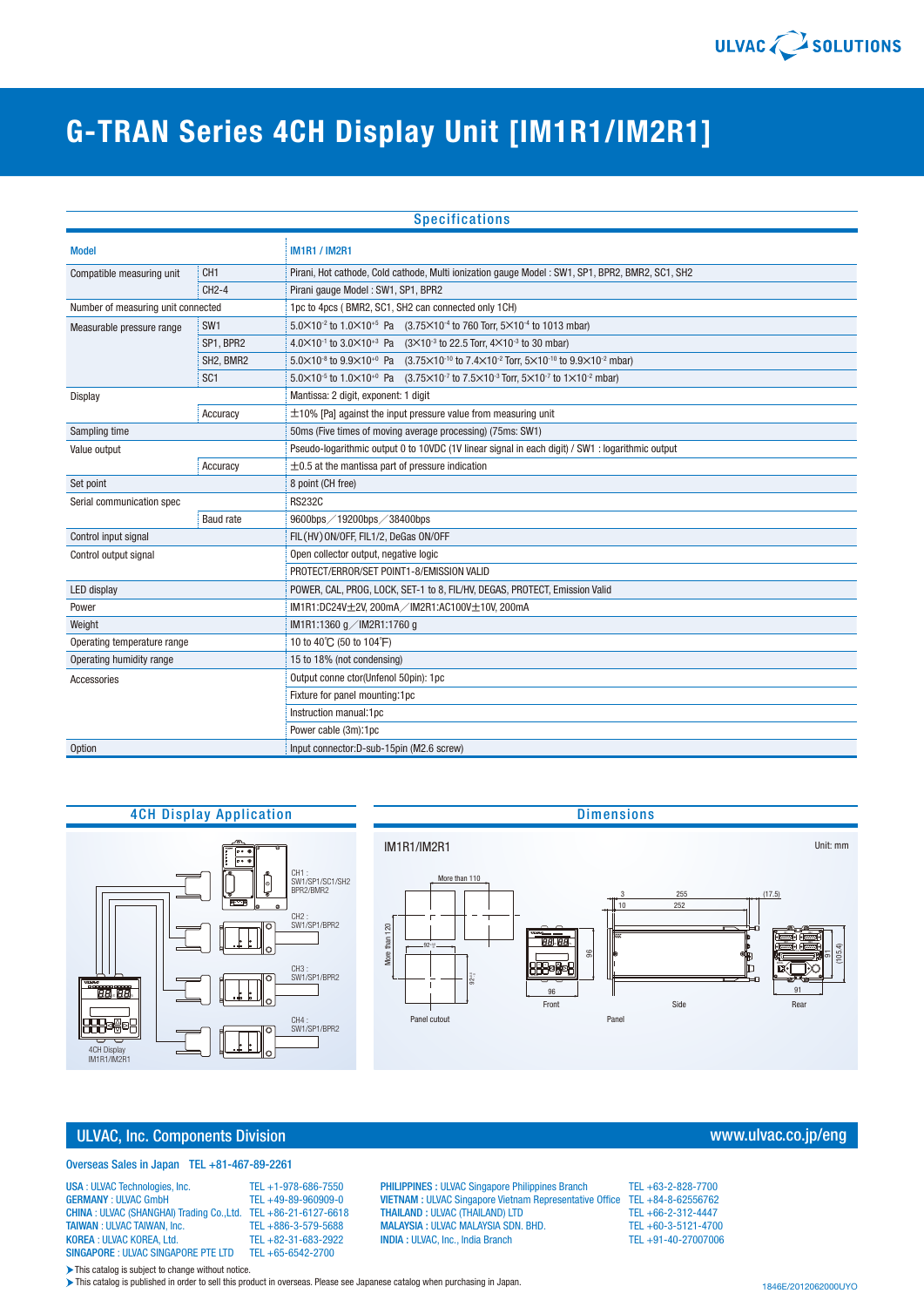# G-TRAN Series 4CH Display Unit [IM1R1/IM2R1]

## Specifications

| Model | | IM1R1 / IM2R1 |
|---|---|---|
| Compatible measuring unit | CH1 | Pirani, Hot cathode, Cold cathode, Multi ionization gauge Model : SW1, SP1, BPR2, BMR2, SC1, SH2 |
| | CH2-4 | Pirani gauge Model : SW1, SP1, BPR2 |
| Number of measuring unit connected | | 1pc to 4pcs ( BMR2, SC1, SH2 can connected only 1CH) |
| Measurable pressure range | SW1 | $5.0\times10^{-2}$ to $1.0\times10^{+5}$ Pa ($3.75\times10^{-4}$ to 760 Torr, $5\times10^{-4}$ to 1013 mbar) |
| | SP1, BPR2 | $4.0\times10^{-1}$ to $3.0\times10^{+3}$ Pa ($3\times10^{-3}$ to 22.5 Torr, $4\times10^{-3}$ to 30 mbar) |
| | SH2, BMR2 | $5.0\times10^{-8}$ to $9.9\times10^{+0}$ Pa ($3.75\times10^{-10}$ to $7.4\times10^{-2}$ Torr, $5\times10^{-10}$ to $9.9\times10^{-2}$ mbar) |
| | SC1 | $5.0\times10^{-5}$ to $1.0\times10^{+0}$ Pa ($3.75\times10^{-7}$ to $7.5\times10^{-3}$ Torr, $5\times10^{-7}$ to $1\times10^{-2}$ mbar) |
| Display | | Mantissa: 2 digit, exponent: 1 digit |
| | Accuracy | ±10% [Pa] against the input pressure value from measuring unit |
| Sampling time | | 50ms (Five times of moving average processing) (75ms: SW1) |
| Value output | | Pseudo-logarithmic output 0 to 10VDC (1V linear signal in each digit) / SW1 : logarithmic output |
| | Accuracy | ±0.5 at the mantissa part of pressure indication |
| Set point | | 8 point (CH free) |
| Serial communication spec | | RS232C |
| | Baud rate | 9600bps／19200bps／38400bps |
| Control input signal | | FIL(HV) ON/OFF, FIL1/2, DeGas ON/OFF |
| Control output signal | | Open collector output, negative logic |
| | | PROTECT/ERROR/SET POINT1-8/EMISSION VALID |
| LED display | | POWER, CAL, PROG, LOCK, SET-1 to 8, FIL/HV, DEGAS, PROTECT, Emission Valid |
| Power | | IM1R1:DC24V±2V, 200mA／IM2R1:AC100V±10V, 200mA |
| Weight | | IM1R1:1360 g／IM2R1:1760 g |
| Operating temperature range | | 10 to 40℃ (50 to 104℉) |
| Operating humidity range | | 15 to 18% (not condensing) |
| Accessories | | Output conne ctor(Unfenol 50pin): 1pc |
| | | Fixture for panel mounting:1pc |
| | | Instruction manual:1pc |
| | | Power cable (3m):1pc |
| Option | | Input connector:D-sub-15pin (M2.6 screw) |

## 4CH Display Application

CH1 : SW1/SP1/SC1/SH2 BPR2/BMR2

CH2 : SW1/SP1/BPR2

CH3 : SW1/SP1/BPR2

CH4 : SW1/SP1/BPR2

4CH Display IM1R1/IM2R1

## Dimensions

IM1R1/IM2R1

Unit: mm

More than 110

More than 120

92

92

96

96

3 255 (17.5)

10 252

91

91

(105.4)

Panel cutout

Front

Panel

Side

Rear

## ULVAC, Inc. Components Division

www.ulvac.co.jp/eng

**Overseas Sales in Japan TEL +81-467-89-2261**

**USA** : ULVAC Technologies, Inc. TEL +1-978-686-7550
**GERMANY** : ULVAC GmbH TEL +49-89-960909-0
**CHINA** : ULVAC (SHANGHAI) Trading Co.,Ltd. TEL +86-21-6127-6618
**TAIWAN** : ULVAC TAIWAN, Inc. TEL +886-3-579-5688
**KOREA** : ULVAC KOREA, Ltd. TEL +82-31-683-2922
**SINGAPORE** : ULVAC SINGAPORE PTE LTD TEL +65-6542-2700

**PHILIPPINES** : ULVAC Singapore Philippines Branch TEL +63-2-828-7700
**VIETNAM** : ULVAC Singapore Vietnam Representative Office TEL +84-8-62556762
**THAILAND** : ULVAC (THAILAND) LTD TEL +66-2-312-4447
**MALAYSIA** : ULVAC MALAYSIA SDN. BHD. TEL +60-3-5121-4700
**INDIA** : ULVAC, Inc., India Branch TEL +91-40-27007006

- This catalog is subject to change without notice.
- This catalog is published in order to sell this product in overseas. Please see Japanese catalog when purchasing in Japan.

1846E/2012062000UYO